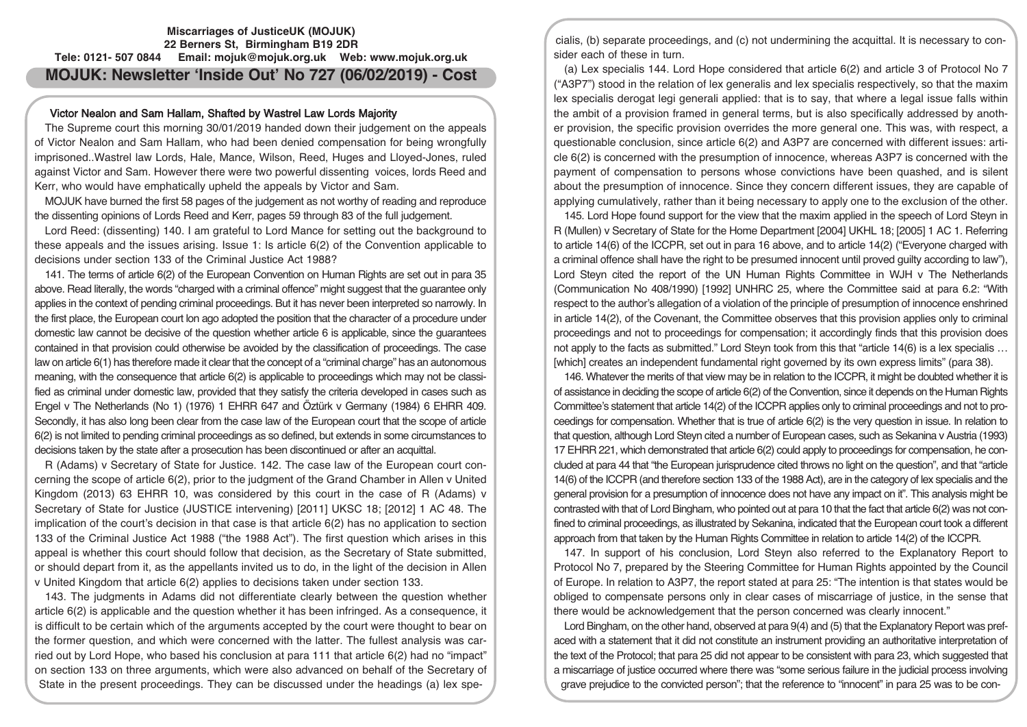**Miscarriages of JusticeUK (MOJUK)**
**22 Berners St, Birmingham B19 2DR**
**Tele: 0121- 507 0844 Email: mojuk@mojuk.org.uk Web: www.mojuk.org.uk**

# MOJUK: Newsletter 'Inside Out' No 727 (06/02/2019) - Cost

## Victor Nealon and Sam Hallam, Shafted by Wastrel Law Lords Majority

The Supreme court this morning 30/01/2019 handed down their judgement on the appeals of Victor Nealon and Sam Hallam, who had been denied compensation for being wrongfully imprisoned..Wastrel law Lords, Hale, Mance, Wilson, Reed, Huges and Lloyed-Jones, ruled against Victor and Sam. However there were two powerful dissenting voices, lords Reed and Kerr, who would have emphatically upheld the appeals by Victor and Sam.

MOJUK have burned the first 58 pages of the judgement as not worthy of reading and reproduce the dissenting opinions of Lords Reed and Kerr, pages 59 through 83 of the full judgement.

Lord Reed: (dissenting) 140. I am grateful to Lord Mance for setting out the background to these appeals and the issues arising. Issue 1: Is article 6(2) of the Convention applicable to decisions under section 133 of the Criminal Justice Act 1988?

141. The terms of article 6(2) of the European Convention on Human Rights are set out in para 35 above. Read literally, the words "charged with a criminal offence" might suggest that the guarantee only applies in the context of pending criminal proceedings. But it has never been interpreted so narrowly. In the first place, the European court lon ago adopted the position that the character of a procedure under domestic law cannot be decisive of the question whether article 6 is applicable, since the guarantees contained in that provision could otherwise be avoided by the classification of proceedings. The case law on article 6(1) has therefore made it clear that the concept of a "criminal charge" has an autonomous meaning, with the consequence that article 6(2) is applicable to proceedings which may not be classified as criminal under domestic law, provided that they satisfy the criteria developed in cases such as Engel v The Netherlands (No 1) (1976) 1 EHRR 647 and Öztürk v Germany (1984) 6 EHRR 409. Secondly, it has also long been clear from the case law of the European court that the scope of article 6(2) is not limited to pending criminal proceedings as so defined, but extends in some circumstances to decisions taken by the state after a prosecution has been discontinued or after an acquittal.

R (Adams) v Secretary of State for Justice. 142. The case law of the European court concerning the scope of article 6(2), prior to the judgment of the Grand Chamber in Allen v United Kingdom (2013) 63 EHRR 10, was considered by this court in the case of R (Adams) v Secretary of State for Justice (JUSTICE intervening) [2011] UKSC 18; [2012] 1 AC 48. The implication of the court's decision in that case is that article 6(2) has no application to section 133 of the Criminal Justice Act 1988 ("the 1988 Act"). The first question which arises in this appeal is whether this court should follow that decision, as the Secretary of State submitted, or should depart from it, as the appellants invited us to do, in the light of the decision in Allen v United Kingdom that article 6(2) applies to decisions taken under section 133.

143. The judgments in Adams did not differentiate clearly between the question whether article 6(2) is applicable and the question whether it has been infringed. As a consequence, it is difficult to be certain which of the arguments accepted by the court were thought to bear on the former question, and which were concerned with the latter. The fullest analysis was carried out by Lord Hope, who based his conclusion at para 111 that article 6(2) had no "impact" on section 133 on three arguments, which were also advanced on behalf of the Secretary of State in the present proceedings. They can be discussed under the headings (a) lex specialis, (b) separate proceedings, and (c) not undermining the acquittal. It is necessary to consider each of these in turn.

(a) Lex specialis 144. Lord Hope considered that article 6(2) and article 3 of Protocol No 7 ("A3P7") stood in the relation of lex generalis and lex specialis respectively, so that the maxim lex specialis derogat legi generali applied: that is to say, that where a legal issue falls within the ambit of a provision framed in general terms, but is also specifically addressed by another provision, the specific provision overrides the more general one. This was, with respect, a questionable conclusion, since article 6(2) and A3P7 are concerned with different issues: article 6(2) is concerned with the presumption of innocence, whereas A3P7 is concerned with the payment of compensation to persons whose convictions have been quashed, and is silent about the presumption of innocence. Since they concern different issues, they are capable of applying cumulatively, rather than it being necessary to apply one to the exclusion of the other.

145. Lord Hope found support for the view that the maxim applied in the speech of Lord Steyn in R (Mullen) v Secretary of State for the Home Department [2004] UKHL 18; [2005] 1 AC 1. Referring to article 14(6) of the ICCPR, set out in para 16 above, and to article 14(2) ("Everyone charged with a criminal offence shall have the right to be presumed innocent until proved guilty according to law"), Lord Steyn cited the report of the UN Human Rights Committee in WJH v The Netherlands (Communication No 408/1990) [1992] UNHRC 25, where the Committee said at para 6.2: "With respect to the author's allegation of a violation of the principle of presumption of innocence enshrined in article 14(2), of the Covenant, the Committee observes that this provision applies only to criminal proceedings and not to proceedings for compensation; it accordingly finds that this provision does not apply to the facts as submitted." Lord Steyn took from this that "article 14(6) is a lex specialis … [which] creates an independent fundamental right governed by its own express limits" (para 38).

146. Whatever the merits of that view may be in relation to the ICCPR, it might be doubted whether it is of assistance in deciding the scope of article 6(2) of the Convention, since it depends on the Human Rights Committee's statement that article 14(2) of the ICCPR applies only to criminal proceedings and not to proceedings for compensation. Whether that is true of article 6(2) is the very question in issue. In relation to that question, although Lord Steyn cited a number of European cases, such as Sekanina v Austria (1993) 17 EHRR 221, which demonstrated that article 6(2) could apply to proceedings for compensation, he concluded at para 44 that "the European jurisprudence cited throws no light on the question", and that "article 14(6) of the ICCPR (and therefore section 133 of the 1988 Act), are in the category of lex specialis and the general provision for a presumption of innocence does not have any impact on it". This analysis might be contrasted with that of Lord Bingham, who pointed out at para 10 that the fact that article 6(2) was not confined to criminal proceedings, as illustrated by Sekanina, indicated that the European court took a different approach from that taken by the Human Rights Committee in relation to article 14(2) of the ICCPR.

147. In support of his conclusion, Lord Steyn also referred to the Explanatory Report to Protocol No 7, prepared by the Steering Committee for Human Rights appointed by the Council of Europe. In relation to A3P7, the report stated at para 25: "The intention is that states would be obliged to compensate persons only in clear cases of miscarriage of justice, in the sense that there would be acknowledgement that the person concerned was clearly innocent."

Lord Bingham, on the other hand, observed at para 9(4) and (5) that the Explanatory Report was prefaced with a statement that it did not constitute an instrument providing an authoritative interpretation of the text of the Protocol; that para 25 did not appear to be consistent with para 23, which suggested that a miscarriage of justice occurred where there was "some serious failure in the judicial process involving grave prejudice to the convicted person"; that the reference to "innocent" in para 25 was to be con-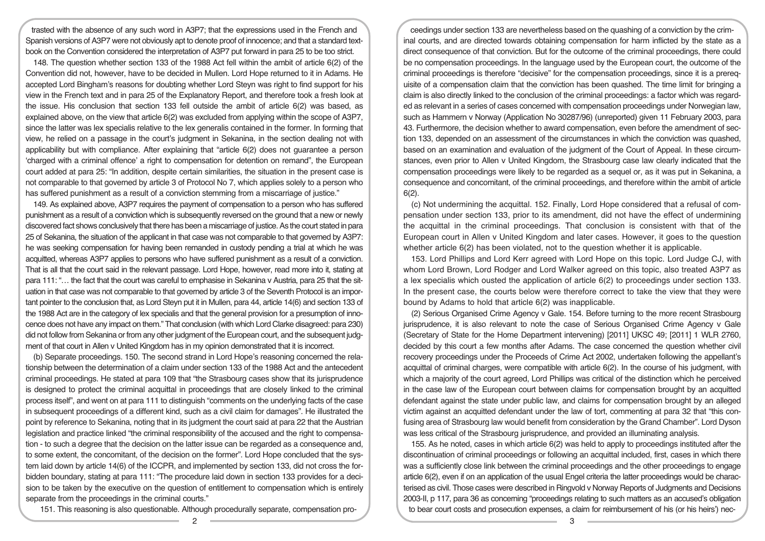trasted with the absence of any such word in A3P7; that the expressions used in the French and Spanish versions of A3P7 were not obviously apt to denote proof of innocence; and that a standard textbook on the Convention considered the interpretation of A3P7 put forward in para 25 to be too strict.

148. The question whether section 133 of the 1988 Act fell within the ambit of article 6(2) of the Convention did not, however, have to be decided in Mullen. Lord Hope returned to it in Adams. He accepted Lord Bingham's reasons for doubting whether Lord Steyn was right to find support for his view in the French text and in para 25 of the Explanatory Report, and therefore took a fresh look at the issue. His conclusion that section 133 fell outside the ambit of article 6(2) was based, as explained above, on the view that article 6(2) was excluded from applying within the scope of A3P7, since the latter was lex specialis relative to the lex generalis contained in the former. In forming that view, he relied on a passage in the court's judgment in Sekanina, in the section dealing not with applicability but with compliance. After explaining that "article 6(2) does not guarantee a person 'charged with a criminal offence' a right to compensation for detention on remand", the European court added at para 25: "In addition, despite certain similarities, the situation in the present case is not comparable to that governed by article 3 of Protocol No 7, which applies solely to a person who has suffered punishment as a result of a conviction stemming from a miscarriage of justice."

149. As explained above, A3P7 requires the payment of compensation to a person who has suffered punishment as a result of a conviction which is subsequently reversed on the ground that a new or newly discovered fact shows conclusively that there has been a miscarriage of justice. As the court stated in para 25 of Sekanina, the situation of the applicant in that case was not comparable to that governed by A3P7: he was seeking compensation for having been remanded in custody pending a trial at which he was acquitted, whereas A3P7 applies to persons who have suffered punishment as a result of a conviction. That is all that the court said in the relevant passage. Lord Hope, however, read more into it, stating at para 111: "… the fact that the court was careful to emphasise in Sekanina v Austria, para 25 that the situation in that case was not comparable to that governed by article 3 of the Seventh Protocol is an important pointer to the conclusion that, as Lord Steyn put it in Mullen, para 44, article 14(6) and section 133 of the 1988 Act are in the category of lex specialis and that the general provision for a presumption of innocence does not have any impact on them." That conclusion (with which Lord Clarke disagreed: para 230) did not follow from Sekanina or from any other judgment of the European court, and the subsequent judgment of that court in Allen v United Kingdom has in my opinion demonstrated that it is incorrect.

(b) Separate proceedings. 150. The second strand in Lord Hope's reasoning concerned the relationship between the determination of a claim under section 133 of the 1988 Act and the antecedent criminal proceedings. He stated at para 109 that "the Strasbourg cases show that its jurisprudence is designed to protect the criminal acquittal in proceedings that are closely linked to the criminal process itself", and went on at para 111 to distinguish "comments on the underlying facts of the case in subsequent proceedings of a different kind, such as a civil claim for damages". He illustrated the point by reference to Sekanina, noting that in its judgment the court said at para 22 that the Austrian legislation and practice linked "the criminal responsibility of the accused and the right to compensation - to such a degree that the decision on the latter issue can be regarded as a consequence and, to some extent, the concomitant, of the decision on the former". Lord Hope concluded that the system laid down by article 14(6) of the ICCPR, and implemented by section 133, did not cross the forbidden boundary, stating at para 111: "The procedure laid down in section 133 provides for a decision to be taken by the executive on the question of entitlement to compensation which is entirely separate from the proceedings in the criminal courts."

151. This reasoning is also questionable. Although procedurally separate, compensation proceedings under section 133 are nevertheless based on the quashing of a conviction by the criminal courts, and are directed towards obtaining compensation for harm inflicted by the state as a direct consequence of that conviction. But for the outcome of the criminal proceedings, there could be no compensation proceedings. In the language used by the European court, the outcome of the criminal proceedings is therefore "decisive" for the compensation proceedings, since it is a prerequisite of a compensation claim that the conviction has been quashed. The time limit for bringing a claim is also directly linked to the conclusion of the criminal proceedings: a factor which was regarded as relevant in a series of cases concerned with compensation proceedings under Norwegian law, such as Hammern v Norway (Application No 30287/96) (unreported) given 11 February 2003, para 43. Furthermore, the decision whether to award compensation, even before the amendment of section 133, depended on an assessment of the circumstances in which the conviction was quashed, based on an examination and evaluation of the judgment of the Court of Appeal. In these circumstances, even prior to Allen v United Kingdom, the Strasbourg case law clearly indicated that the compensation proceedings were likely to be regarded as a sequel or, as it was put in Sekanina, a consequence and concomitant, of the criminal proceedings, and therefore within the ambit of article 6(2).

(c) Not undermining the acquittal. 152. Finally, Lord Hope considered that a refusal of compensation under section 133, prior to its amendment, did not have the effect of undermining the acquittal in the criminal proceedings. That conclusion is consistent with that of the European court in Allen v United Kingdom and later cases. However, it goes to the question whether article 6(2) has been violated, not to the question whether it is applicable.

153. Lord Phillips and Lord Kerr agreed with Lord Hope on this topic. Lord Judge CJ, with whom Lord Brown, Lord Rodger and Lord Walker agreed on this topic, also treated A3P7 as a lex specialis which ousted the application of article 6(2) to proceedings under section 133. In the present case, the courts below were therefore correct to take the view that they were bound by Adams to hold that article 6(2) was inapplicable.

(2) Serious Organised Crime Agency v Gale. 154. Before turning to the more recent Strasbourg jurisprudence, it is also relevant to note the case of Serious Organised Crime Agency v Gale (Secretary of State for the Home Department intervening) [2011] UKSC 49; [2011] 1 WLR 2760, decided by this court a few months after Adams. The case concerned the question whether civil recovery proceedings under the Proceeds of Crime Act 2002, undertaken following the appellant's acquittal of criminal charges, were compatible with article 6(2). In the course of his judgment, with which a majority of the court agreed, Lord Phillips was critical of the distinction which he perceived in the case law of the European court between claims for compensation brought by an acquitted defendant against the state under public law, and claims for compensation brought by an alleged victim against an acquitted defendant under the law of tort, commenting at para 32 that "this confusing area of Strasbourg law would benefit from consideration by the Grand Chamber". Lord Dyson was less critical of the Strasbourg jurisprudence, and provided an illuminating analysis.

155. As he noted, cases in which article 6(2) was held to apply to proceedings instituted after the discontinuation of criminal proceedings or following an acquittal included, first, cases in which there was a sufficiently close link between the criminal proceedings and the other proceedings to engage article 6(2), even if on an application of the usual Engel criteria the latter proceedings would be characterised as civil. Those cases were described in Ringvold v Norway Reports of Judgments and Decisions 2003-II, p 117, para 36 as concerning "proceedings relating to such matters as an accused's obligation to bear court costs and prosecution expenses, a claim for reimbursement of his (or his heirs') nec-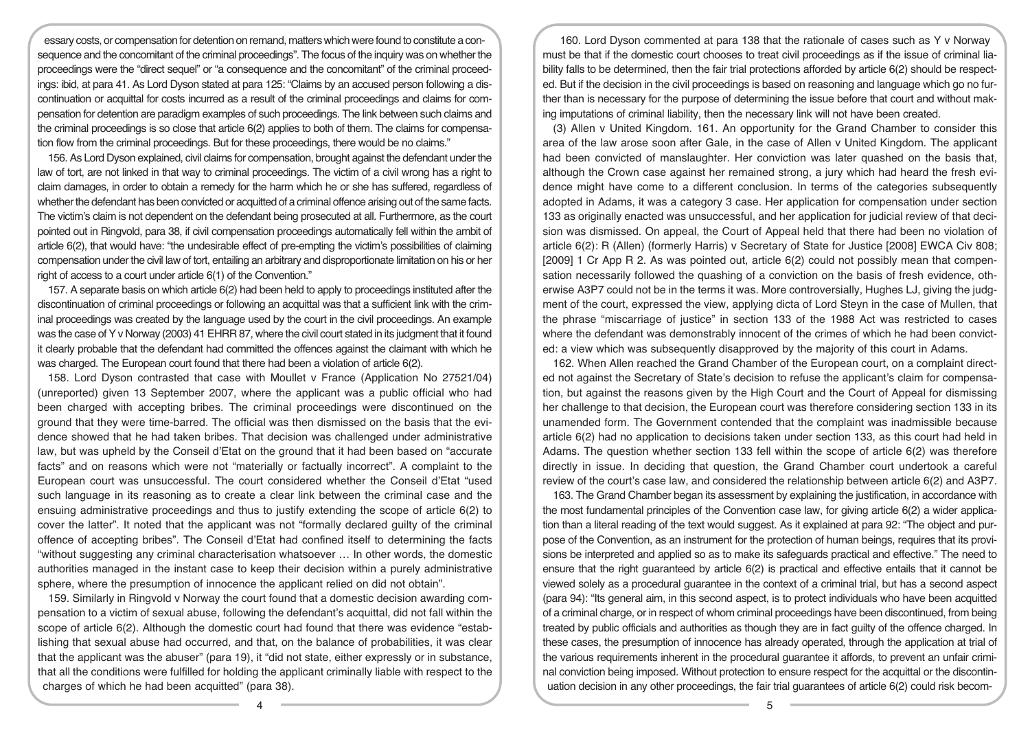essary costs, or compensation for detention on remand, matters which were found to constitute a consequence and the concomitant of the criminal proceedings". The focus of the inquiry was on whether the proceedings were the "direct sequel" or "a consequence and the concomitant" of the criminal proceedings: ibid, at para 41. As Lord Dyson stated at para 125: "Claims by an accused person following a discontinuation or acquittal for costs incurred as a result of the criminal proceedings and claims for compensation for detention are paradigm examples of such proceedings. The link between such claims and the criminal proceedings is so close that article 6(2) applies to both of them. The claims for compensation flow from the criminal proceedings. But for these proceedings, there would be no claims."

156. As Lord Dyson explained, civil claims for compensation, brought against the defendant under the law of tort, are not linked in that way to criminal proceedings. The victim of a civil wrong has a right to claim damages, in order to obtain a remedy for the harm which he or she has suffered, regardless of whether the defendant has been convicted or acquitted of a criminal offence arising out of the same facts. The victim's claim is not dependent on the defendant being prosecuted at all. Furthermore, as the court pointed out in Ringvold, para 38, if civil compensation proceedings automatically fell within the ambit of article 6(2), that would have: "the undesirable effect of pre-empting the victim's possibilities of claiming compensation under the civil law of tort, entailing an arbitrary and disproportionate limitation on his or her right of access to a court under article 6(1) of the Convention."

157. A separate basis on which article 6(2) had been held to apply to proceedings instituted after the discontinuation of criminal proceedings or following an acquittal was that a sufficient link with the criminal proceedings was created by the language used by the court in the civil proceedings. An example was the case of Y v Norway (2003) 41 EHRR 87, where the civil court stated in its judgment that it found it clearly probable that the defendant had committed the offences against the claimant with which he was charged. The European court found that there had been a violation of article 6(2).

158. Lord Dyson contrasted that case with Moullet v France (Application No 27521/04) (unreported) given 13 September 2007, where the applicant was a public official who had been charged with accepting bribes. The criminal proceedings were discontinued on the ground that they were time-barred. The official was then dismissed on the basis that the evidence showed that he had taken bribes. That decision was challenged under administrative law, but was upheld by the Conseil d'Etat on the ground that it had been based on "accurate facts" and on reasons which were not "materially or factually incorrect". A complaint to the European court was unsuccessful. The court considered whether the Conseil d'Etat "used such language in its reasoning as to create a clear link between the criminal case and the ensuing administrative proceedings and thus to justify extending the scope of article 6(2) to cover the latter". It noted that the applicant was not "formally declared guilty of the criminal offence of accepting bribes". The Conseil d'Etat had confined itself to determining the facts "without suggesting any criminal characterisation whatsoever … In other words, the domestic authorities managed in the instant case to keep their decision within a purely administrative sphere, where the presumption of innocence the applicant relied on did not obtain".

159. Similarly in Ringvold v Norway the court found that a domestic decision awarding compensation to a victim of sexual abuse, following the defendant's acquittal, did not fall within the scope of article 6(2). Although the domestic court had found that there was evidence "establishing that sexual abuse had occurred, and that, on the balance of probabilities, it was clear that the applicant was the abuser" (para 19), it "did not state, either expressly or in substance, that all the conditions were fulfilled for holding the applicant criminally liable with respect to the charges of which he had been acquitted" (para 38).

160. Lord Dyson commented at para 138 that the rationale of cases such as Y v Norway must be that if the domestic court chooses to treat civil proceedings as if the issue of criminal liability falls to be determined, then the fair trial protections afforded by article 6(2) should be respected. But if the decision in the civil proceedings is based on reasoning and language which go no further than is necessary for the purpose of determining the issue before that court and without making imputations of criminal liability, then the necessary link will not have been created.

(3) Allen v United Kingdom. 161. An opportunity for the Grand Chamber to consider this area of the law arose soon after Gale, in the case of Allen v United Kingdom. The applicant had been convicted of manslaughter. Her conviction was later quashed on the basis that, although the Crown case against her remained strong, a jury which had heard the fresh evidence might have come to a different conclusion. In terms of the categories subsequently adopted in Adams, it was a category 3 case. Her application for compensation under section 133 as originally enacted was unsuccessful, and her application for judicial review of that decision was dismissed. On appeal, the Court of Appeal held that there had been no violation of article 6(2): R (Allen) (formerly Harris) v Secretary of State for Justice [2008] EWCA Civ 808; [2009] 1 Cr App R 2. As was pointed out, article 6(2) could not possibly mean that compensation necessarily followed the quashing of a conviction on the basis of fresh evidence, otherwise A3P7 could not be in the terms it was. More controversially, Hughes LJ, giving the judgment of the court, expressed the view, applying dicta of Lord Steyn in the case of Mullen, that the phrase "miscarriage of justice" in section 133 of the 1988 Act was restricted to cases where the defendant was demonstrably innocent of the crimes of which he had been convicted: a view which was subsequently disapproved by the majority of this court in Adams.

162. When Allen reached the Grand Chamber of the European court, on a complaint directed not against the Secretary of State's decision to refuse the applicant's claim for compensation, but against the reasons given by the High Court and the Court of Appeal for dismissing her challenge to that decision, the European court was therefore considering section 133 in its unamended form. The Government contended that the complaint was inadmissible because article 6(2) had no application to decisions taken under section 133, as this court had held in Adams. The question whether section 133 fell within the scope of article 6(2) was therefore directly in issue. In deciding that question, the Grand Chamber court undertook a careful review of the court's case law, and considered the relationship between article 6(2) and A3P7.

163. The Grand Chamber began its assessment by explaining the justification, in accordance with the most fundamental principles of the Convention case law, for giving article 6(2) a wider application than a literal reading of the text would suggest. As it explained at para 92: "The object and purpose of the Convention, as an instrument for the protection of human beings, requires that its provisions be interpreted and applied so as to make its safeguards practical and effective." The need to ensure that the right guaranteed by article 6(2) is practical and effective entails that it cannot be viewed solely as a procedural guarantee in the context of a criminal trial, but has a second aspect (para 94): "Its general aim, in this second aspect, is to protect individuals who have been acquitted of a criminal charge, or in respect of whom criminal proceedings have been discontinued, from being treated by public officials and authorities as though they are in fact guilty of the offence charged. In these cases, the presumption of innocence has already operated, through the application at trial of the various requirements inherent in the procedural guarantee it affords, to prevent an unfair criminal conviction being imposed. Without protection to ensure respect for the acquittal or the discontinuation decision in any other proceedings, the fair trial guarantees of article 6(2) could risk becom-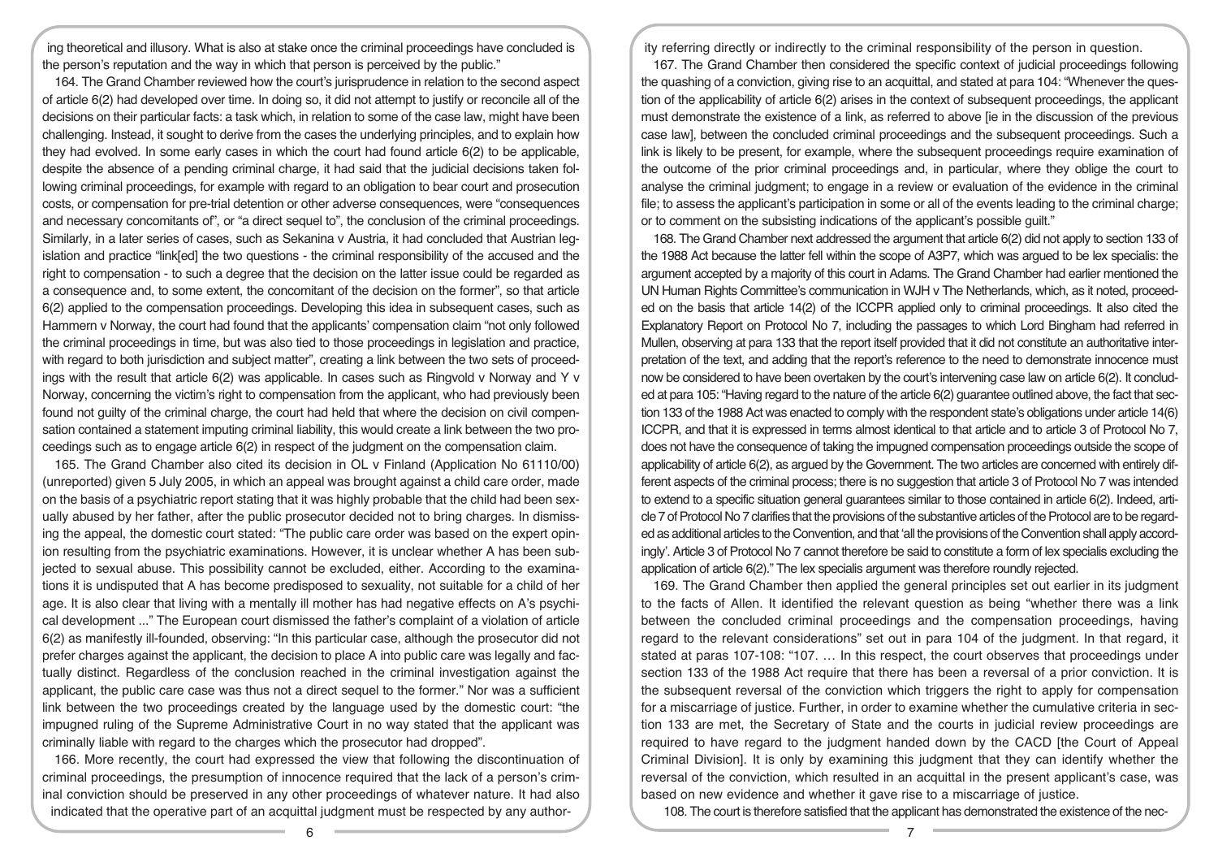ing theoretical and illusory. What is also at stake once the criminal proceedings have concluded is the person's reputation and the way in which that person is perceived by the public."

164. The Grand Chamber reviewed how the court's jurisprudence in relation to the second aspect of article 6(2) had developed over time. In doing so, it did not attempt to justify or reconcile all of the decisions on their particular facts: a task which, in relation to some of the case law, might have been challenging. Instead, it sought to derive from the cases the underlying principles, and to explain how they had evolved. In some early cases in which the court had found article 6(2) to be applicable, despite the absence of a pending criminal charge, it had said that the judicial decisions taken following criminal proceedings, for example with regard to an obligation to bear court and prosecution costs, or compensation for pre-trial detention or other adverse consequences, were "consequences and necessary concomitants of", or "a direct sequel to", the conclusion of the criminal proceedings. Similarly, in a later series of cases, such as Sekanina v Austria, it had concluded that Austrian legislation and practice "link[ed] the two questions - the criminal responsibility of the accused and the right to compensation - to such a degree that the decision on the latter issue could be regarded as a consequence and, to some extent, the concomitant of the decision on the former", so that article 6(2) applied to the compensation proceedings. Developing this idea in subsequent cases, such as Hammern v Norway, the court had found that the applicants' compensation claim "not only followed the criminal proceedings in time, but was also tied to those proceedings in legislation and practice, with regard to both jurisdiction and subject matter", creating a link between the two sets of proceedings with the result that article 6(2) was applicable. In cases such as Ringvold v Norway and Y v Norway, concerning the victim's right to compensation from the applicant, who had previously been found not guilty of the criminal charge, the court had held that where the decision on civil compensation contained a statement imputing criminal liability, this would create a link between the two proceedings such as to engage article 6(2) in respect of the judgment on the compensation claim.

165. The Grand Chamber also cited its decision in OL v Finland (Application No 61110/00) (unreported) given 5 July 2005, in which an appeal was brought against a child care order, made on the basis of a psychiatric report stating that it was highly probable that the child had been sexually abused by her father, after the public prosecutor decided not to bring charges. In dismissing the appeal, the domestic court stated: "The public care order was based on the expert opinion resulting from the psychiatric examinations. However, it is unclear whether A has been subjected to sexual abuse. This possibility cannot be excluded, either. According to the examinations it is undisputed that A has become predisposed to sexuality, not suitable for a child of her age. It is also clear that living with a mentally ill mother has had negative effects on A's psychical development ..." The European court dismissed the father's complaint of a violation of article 6(2) as manifestly ill-founded, observing: "In this particular case, although the prosecutor did not prefer charges against the applicant, the decision to place A into public care was legally and factually distinct. Regardless of the conclusion reached in the criminal investigation against the applicant, the public care case was thus not a direct sequel to the former." Nor was a sufficient link between the two proceedings created by the language used by the domestic court: "the impugned ruling of the Supreme Administrative Court in no way stated that the applicant was criminally liable with regard to the charges which the prosecutor had dropped".

166. More recently, the court had expressed the view that following the discontinuation of criminal proceedings, the presumption of innocence required that the lack of a person's criminal conviction should be preserved in any other proceedings of whatever nature. It had also indicated that the operative part of an acquittal judgment must be respected by any authority referring directly or indirectly to the criminal responsibility of the person in question.

167. The Grand Chamber then considered the specific context of judicial proceedings following the quashing of a conviction, giving rise to an acquittal, and stated at para 104: "Whenever the question of the applicability of article 6(2) arises in the context of subsequent proceedings, the applicant must demonstrate the existence of a link, as referred to above [ie in the discussion of the previous case law], between the concluded criminal proceedings and the subsequent proceedings. Such a link is likely to be present, for example, where the subsequent proceedings require examination of the outcome of the prior criminal proceedings and, in particular, where they oblige the court to analyse the criminal judgment; to engage in a review or evaluation of the evidence in the criminal file; to assess the applicant's participation in some or all of the events leading to the criminal charge; or to comment on the subsisting indications of the applicant's possible guilt."

168. The Grand Chamber next addressed the argument that article 6(2) did not apply to section 133 of the 1988 Act because the latter fell within the scope of A3P7, which was argued to be lex specialis: the argument accepted by a majority of this court in Adams. The Grand Chamber had earlier mentioned the UN Human Rights Committee's communication in WJH v The Netherlands, which, as it noted, proceeded on the basis that article 14(2) of the ICCPR applied only to criminal proceedings. It also cited the Explanatory Report on Protocol No 7, including the passages to which Lord Bingham had referred in Mullen, observing at para 133 that the report itself provided that it did not constitute an authoritative interpretation of the text, and adding that the report's reference to the need to demonstrate innocence must now be considered to have been overtaken by the court's intervening case law on article 6(2). It concluded at para 105: "Having regard to the nature of the article 6(2) guarantee outlined above, the fact that section 133 of the 1988 Act was enacted to comply with the respondent state's obligations under article 14(6) ICCPR, and that it is expressed in terms almost identical to that article and to article 3 of Protocol No 7, does not have the consequence of taking the impugned compensation proceedings outside the scope of applicability of article 6(2), as argued by the Government. The two articles are concerned with entirely different aspects of the criminal process; there is no suggestion that article 3 of Protocol No 7 was intended to extend to a specific situation general guarantees similar to those contained in article 6(2). Indeed, article 7 of Protocol No 7 clarifies that the provisions of the substantive articles of the Protocol are to be regarded as additional articles to the Convention, and that 'all the provisions of the Convention shall apply accordingly'. Article 3 of Protocol No 7 cannot therefore be said to constitute a form of lex specialis excluding the application of article 6(2)." The lex specialis argument was therefore roundly rejected.

169. The Grand Chamber then applied the general principles set out earlier in its judgment to the facts of Allen. It identified the relevant question as being "whether there was a link between the concluded criminal proceedings and the compensation proceedings, having regard to the relevant considerations" set out in para 104 of the judgment. In that regard, it stated at paras 107-108: "107. ... In this respect, the court observes that proceedings under section 133 of the 1988 Act require that there has been a reversal of a prior conviction. It is the subsequent reversal of the conviction which triggers the right to apply for compensation for a miscarriage of justice. Further, in order to examine whether the cumulative criteria in section 133 are met, the Secretary of State and the courts in judicial review proceedings are required to have regard to the judgment handed down by the CACD [the Court of Appeal Criminal Division]. It is only by examining this judgment that they can identify whether the reversal of the conviction, which resulted in an acquittal in the present applicant's case, was based on new evidence and whether it gave rise to a miscarriage of justice.

108. The court is therefore satisfied that the applicant has demonstrated the existence of the nec-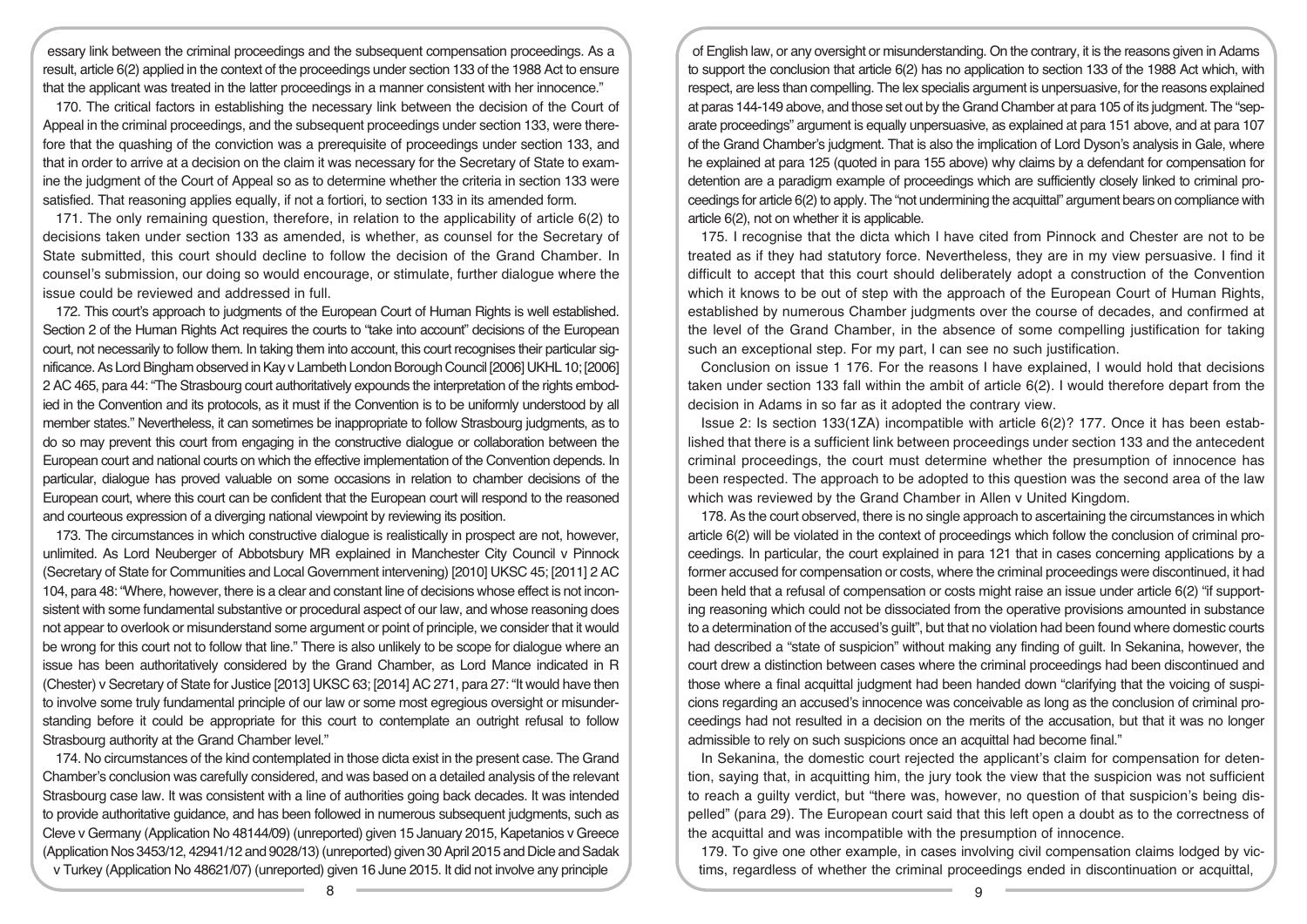essary link between the criminal proceedings and the subsequent compensation proceedings. As a result, article 6(2) applied in the context of the proceedings under section 133 of the 1988 Act to ensure that the applicant was treated in the latter proceedings in a manner consistent with her innocence."

170. The critical factors in establishing the necessary link between the decision of the Court of Appeal in the criminal proceedings, and the subsequent proceedings under section 133, were therefore that the quashing of the conviction was a prerequisite of proceedings under section 133, and that in order to arrive at a decision on the claim it was necessary for the Secretary of State to examine the judgment of the Court of Appeal so as to determine whether the criteria in section 133 were satisfied. That reasoning applies equally, if not a fortiori, to section 133 in its amended form.

171. The only remaining question, therefore, in relation to the applicability of article 6(2) to decisions taken under section 133 as amended, is whether, as counsel for the Secretary of State submitted, this court should decline to follow the decision of the Grand Chamber. In counsel's submission, our doing so would encourage, or stimulate, further dialogue where the issue could be reviewed and addressed in full.

172. This court's approach to judgments of the European Court of Human Rights is well established. Section 2 of the Human Rights Act requires the courts to "take into account" decisions of the European court, not necessarily to follow them. In taking them into account, this court recognises their particular significance. As Lord Bingham observed in Kay v Lambeth London Borough Council [2006] UKHL 10; [2006] 2 AC 465, para 44: "The Strasbourg court authoritatively expounds the interpretation of the rights embodied in the Convention and its protocols, as it must if the Convention is to be uniformly understood by all member states." Nevertheless, it can sometimes be inappropriate to follow Strasbourg judgments, as to do so may prevent this court from engaging in the constructive dialogue or collaboration between the European court and national courts on which the effective implementation of the Convention depends. In particular, dialogue has proved valuable on some occasions in relation to chamber decisions of the European court, where this court can be confident that the European court will respond to the reasoned and courteous expression of a diverging national viewpoint by reviewing its position.

173. The circumstances in which constructive dialogue is realistically in prospect are not, however, unlimited. As Lord Neuberger of Abbotsbury MR explained in Manchester City Council v Pinnock (Secretary of State for Communities and Local Government intervening) [2010] UKSC 45; [2011] 2 AC 104, para 48: "Where, however, there is a clear and constant line of decisions whose effect is not inconsistent with some fundamental substantive or procedural aspect of our law, and whose reasoning does not appear to overlook or misunderstand some argument or point of principle, we consider that it would be wrong for this court not to follow that line." There is also unlikely to be scope for dialogue where an issue has been authoritatively considered by the Grand Chamber, as Lord Mance indicated in R (Chester) v Secretary of State for Justice [2013] UKSC 63; [2014] AC 271, para 27: "It would have then to involve some truly fundamental principle of our law or some most egregious oversight or misunderstanding before it could be appropriate for this court to contemplate an outright refusal to follow Strasbourg authority at the Grand Chamber level."

174. No circumstances of the kind contemplated in those dicta exist in the present case. The Grand Chamber's conclusion was carefully considered, and was based on a detailed analysis of the relevant Strasbourg case law. It was consistent with a line of authorities going back decades. It was intended to provide authoritative guidance, and has been followed in numerous subsequent judgments, such as Cleve v Germany (Application No 48144/09) (unreported) given 15 January 2015, Kapetanios v Greece (Application Nos 3453/12, 42941/12 and 9028/13) (unreported) given 30 April 2015 and Dicle and Sadak v Turkey (Application No 48621/07) (unreported) given 16 June 2015. It did not involve any principle of English law, or any oversight or misunderstanding. On the contrary, it is the reasons given in Adams to support the conclusion that article 6(2) has no application to section 133 of the 1988 Act which, with respect, are less than compelling. The lex specialis argument is unpersuasive, for the reasons explained at paras 144-149 above, and those set out by the Grand Chamber at para 105 of its judgment. The "separate proceedings" argument is equally unpersuasive, as explained at para 151 above, and at para 107 of the Grand Chamber's judgment. That is also the implication of Lord Dyson's analysis in Gale, where he explained at para 125 (quoted in para 155 above) why claims by a defendant for compensation for detention are a paradigm example of proceedings which are sufficiently closely linked to criminal proceedings for article 6(2) to apply. The "not undermining the acquittal" argument bears on compliance with article 6(2), not on whether it is applicable.

175. I recognise that the dicta which I have cited from Pinnock and Chester are not to be treated as if they had statutory force. Nevertheless, they are in my view persuasive. I find it difficult to accept that this court should deliberately adopt a construction of the Convention which it knows to be out of step with the approach of the European Court of Human Rights, established by numerous Chamber judgments over the course of decades, and confirmed at the level of the Grand Chamber, in the absence of some compelling justification for taking such an exceptional step. For my part, I can see no such justification.

Conclusion on issue 1 176. For the reasons I have explained, I would hold that decisions taken under section 133 fall within the ambit of article 6(2). I would therefore depart from the decision in Adams in so far as it adopted the contrary view.

Issue 2: Is section 133(1ZA) incompatible with article 6(2)? 177. Once it has been established that there is a sufficient link between proceedings under section 133 and the antecedent criminal proceedings, the court must determine whether the presumption of innocence has been respected. The approach to be adopted to this question was the second area of the law which was reviewed by the Grand Chamber in Allen v United Kingdom.

178. As the court observed, there is no single approach to ascertaining the circumstances in which article 6(2) will be violated in the context of proceedings which follow the conclusion of criminal proceedings. In particular, the court explained in para 121 that in cases concerning applications by a former accused for compensation or costs, where the criminal proceedings were discontinued, it had been held that a refusal of compensation or costs might raise an issue under article 6(2) "if supporting reasoning which could not be dissociated from the operative provisions amounted in substance to a determination of the accused's guilt", but that no violation had been found where domestic courts had described a "state of suspicion" without making any finding of guilt. In Sekanina, however, the court drew a distinction between cases where the criminal proceedings had been discontinued and those where a final acquittal judgment had been handed down "clarifying that the voicing of suspicions regarding an accused's innocence was conceivable as long as the conclusion of criminal proceedings had not resulted in a decision on the merits of the accusation, but that it was no longer admissible to rely on such suspicions once an acquittal had become final."

In Sekanina, the domestic court rejected the applicant's claim for compensation for detention, saying that, in acquitting him, the jury took the view that the suspicion was not sufficient to reach a guilty verdict, but "there was, however, no question of that suspicion's being dispelled" (para 29). The European court said that this left open a doubt as to the correctness of the acquittal and was incompatible with the presumption of innocence.

179. To give one other example, in cases involving civil compensation claims lodged by victims, regardless of whether the criminal proceedings ended in discontinuation or acquittal,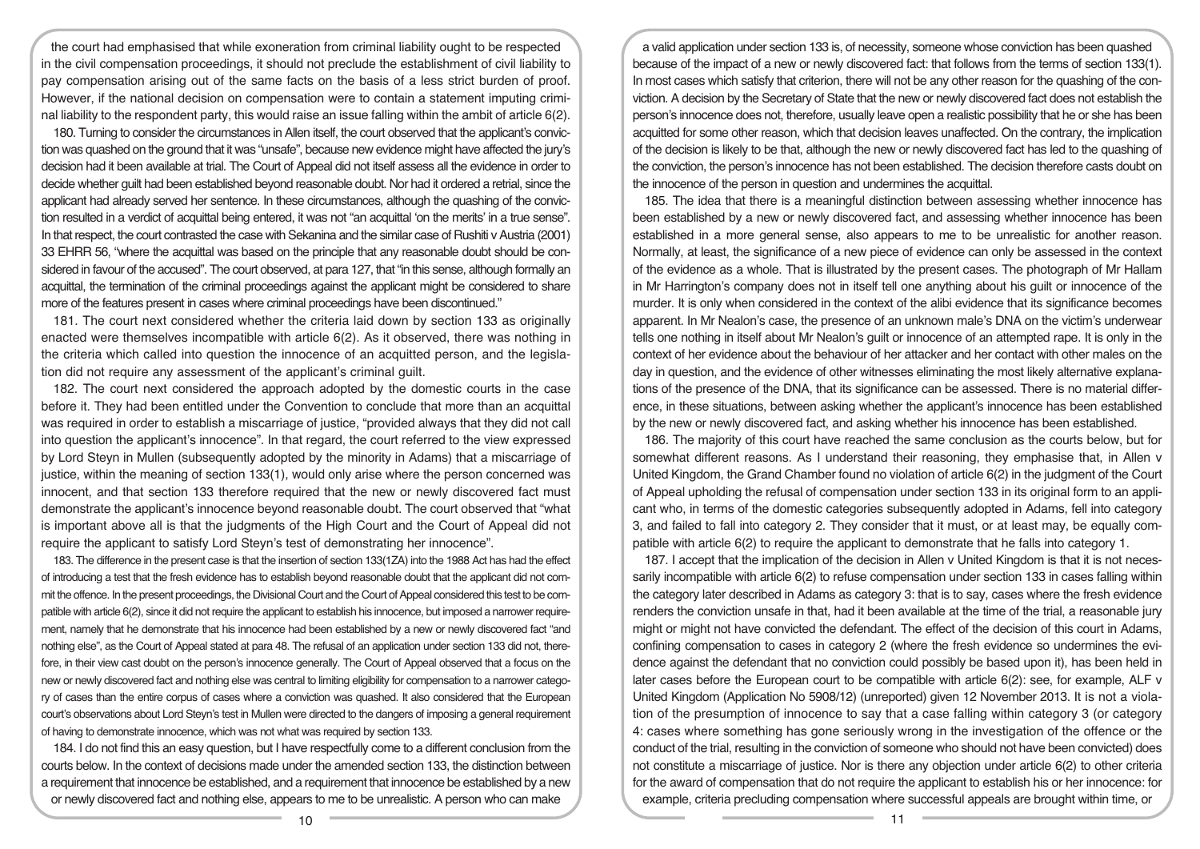the court had emphasised that while exoneration from criminal liability ought to be respected in the civil compensation proceedings, it should not preclude the establishment of civil liability to pay compensation arising out of the same facts on the basis of a less strict burden of proof. However, if the national decision on compensation were to contain a statement imputing criminal liability to the respondent party, this would raise an issue falling within the ambit of article 6(2).

180. Turning to consider the circumstances in Allen itself, the court observed that the applicant's conviction was quashed on the ground that it was "unsafe", because new evidence might have affected the jury's decision had it been available at trial. The Court of Appeal did not itself assess all the evidence in order to decide whether guilt had been established beyond reasonable doubt. Nor had it ordered a retrial, since the applicant had already served her sentence. In these circumstances, although the quashing of the conviction resulted in a verdict of acquittal being entered, it was not "an acquittal 'on the merits' in a true sense". In that respect, the court contrasted the case with Sekanina and the similar case of Rushiti v Austria (2001) 33 EHRR 56, "where the acquittal was based on the principle that any reasonable doubt should be considered in favour of the accused". The court observed, at para 127, that "in this sense, although formally an acquittal, the termination of the criminal proceedings against the applicant might be considered to share more of the features present in cases where criminal proceedings have been discontinued."

181. The court next considered whether the criteria laid down by section 133 as originally enacted were themselves incompatible with article 6(2). As it observed, there was nothing in the criteria which called into question the innocence of an acquitted person, and the legislation did not require any assessment of the applicant's criminal guilt.

182. The court next considered the approach adopted by the domestic courts in the case before it. They had been entitled under the Convention to conclude that more than an acquittal was required in order to establish a miscarriage of justice, "provided always that they did not call into question the applicant's innocence". In that regard, the court referred to the view expressed by Lord Steyn in Mullen (subsequently adopted by the minority in Adams) that a miscarriage of justice, within the meaning of section 133(1), would only arise where the person concerned was innocent, and that section 133 therefore required that the new or newly discovered fact must demonstrate the applicant's innocence beyond reasonable doubt. The court observed that "what is important above all is that the judgments of the High Court and the Court of Appeal did not require the applicant to satisfy Lord Steyn's test of demonstrating her innocence".

183. The difference in the present case is that the insertion of section 133(1ZA) into the 1988 Act has had the effect of introducing a test that the fresh evidence has to establish beyond reasonable doubt that the applicant did not commit the offence. In the present proceedings, the Divisional Court and the Court of Appeal considered this test to be compatible with article 6(2), since it did not require the applicant to establish his innocence, but imposed a narrower requirement, namely that he demonstrate that his innocence had been established by a new or newly discovered fact "and nothing else", as the Court of Appeal stated at para 48. The refusal of an application under section 133 did not, therefore, in their view cast doubt on the person's innocence generally. The Court of Appeal observed that a focus on the new or newly discovered fact and nothing else was central to limiting eligibility for compensation to a narrower category of cases than the entire corpus of cases where a conviction was quashed. It also considered that the European court's observations about Lord Steyn's test in Mullen were directed to the dangers of imposing a general requirement of having to demonstrate innocence, which was not what was required by section 133.

184. I do not find this an easy question, but I have respectfully come to a different conclusion from the courts below. In the context of decisions made under the amended section 133, the distinction between a requirement that innocence be established, and a requirement that innocence be established by a new or newly discovered fact and nothing else, appears to me to be unrealistic. A person who can make a valid application under section 133 is, of necessity, someone whose conviction has been quashed because of the impact of a new or newly discovered fact: that follows from the terms of section 133(1). In most cases which satisfy that criterion, there will not be any other reason for the quashing of the conviction. A decision by the Secretary of State that the new or newly discovered fact does not establish the person's innocence does not, therefore, usually leave open a realistic possibility that he or she has been acquitted for some other reason, which that decision leaves unaffected. On the contrary, the implication of the decision is likely to be that, although the new or newly discovered fact has led to the quashing of the conviction, the person's innocence has not been established. The decision therefore casts doubt on the innocence of the person in question and undermines the acquittal.

185. The idea that there is a meaningful distinction between assessing whether innocence has been established by a new or newly discovered fact, and assessing whether innocence has been established in a more general sense, also appears to me to be unrealistic for another reason. Normally, at least, the significance of a new piece of evidence can only be assessed in the context of the evidence as a whole. That is illustrated by the present cases. The photograph of Mr Hallam in Mr Harrington's company does not in itself tell one anything about his guilt or innocence of the murder. It is only when considered in the context of the alibi evidence that its significance becomes apparent. In Mr Nealon's case, the presence of an unknown male's DNA on the victim's underwear tells one nothing in itself about Mr Nealon's guilt or innocence of an attempted rape. It is only in the context of her evidence about the behaviour of her attacker and her contact with other males on the day in question, and the evidence of other witnesses eliminating the most likely alternative explanations of the presence of the DNA, that its significance can be assessed. There is no material difference, in these situations, between asking whether the applicant's innocence has been established by the new or newly discovered fact, and asking whether his innocence has been established.

186. The majority of this court have reached the same conclusion as the courts below, but for somewhat different reasons. As I understand their reasoning, they emphasise that, in Allen v United Kingdom, the Grand Chamber found no violation of article 6(2) in the judgment of the Court of Appeal upholding the refusal of compensation under section 133 in its original form to an applicant who, in terms of the domestic categories subsequently adopted in Adams, fell into category 3, and failed to fall into category 2. They consider that it must, or at least may, be equally compatible with article 6(2) to require the applicant to demonstrate that he falls into category 1.

187. I accept that the implication of the decision in Allen v United Kingdom is that it is not necessarily incompatible with article 6(2) to refuse compensation under section 133 in cases falling within the category later described in Adams as category 3: that is to say, cases where the fresh evidence renders the conviction unsafe in that, had it been available at the time of the trial, a reasonable jury might or might not have convicted the defendant. The effect of the decision of this court in Adams, confining compensation to cases in category 2 (where the fresh evidence so undermines the evidence against the defendant that no conviction could possibly be based upon it), has been held in later cases before the European court to be compatible with article 6(2): see, for example, ALF v United Kingdom (Application No 5908/12) (unreported) given 12 November 2013. It is not a violation of the presumption of innocence to say that a case falling within category 3 (or category 4: cases where something has gone seriously wrong in the investigation of the offence or the conduct of the trial, resulting in the conviction of someone who should not have been convicted) does not constitute a miscarriage of justice. Nor is there any objection under article 6(2) to other criteria for the award of compensation that do not require the applicant to establish his or her innocence: for example, criteria precluding compensation where successful appeals are brought within time, or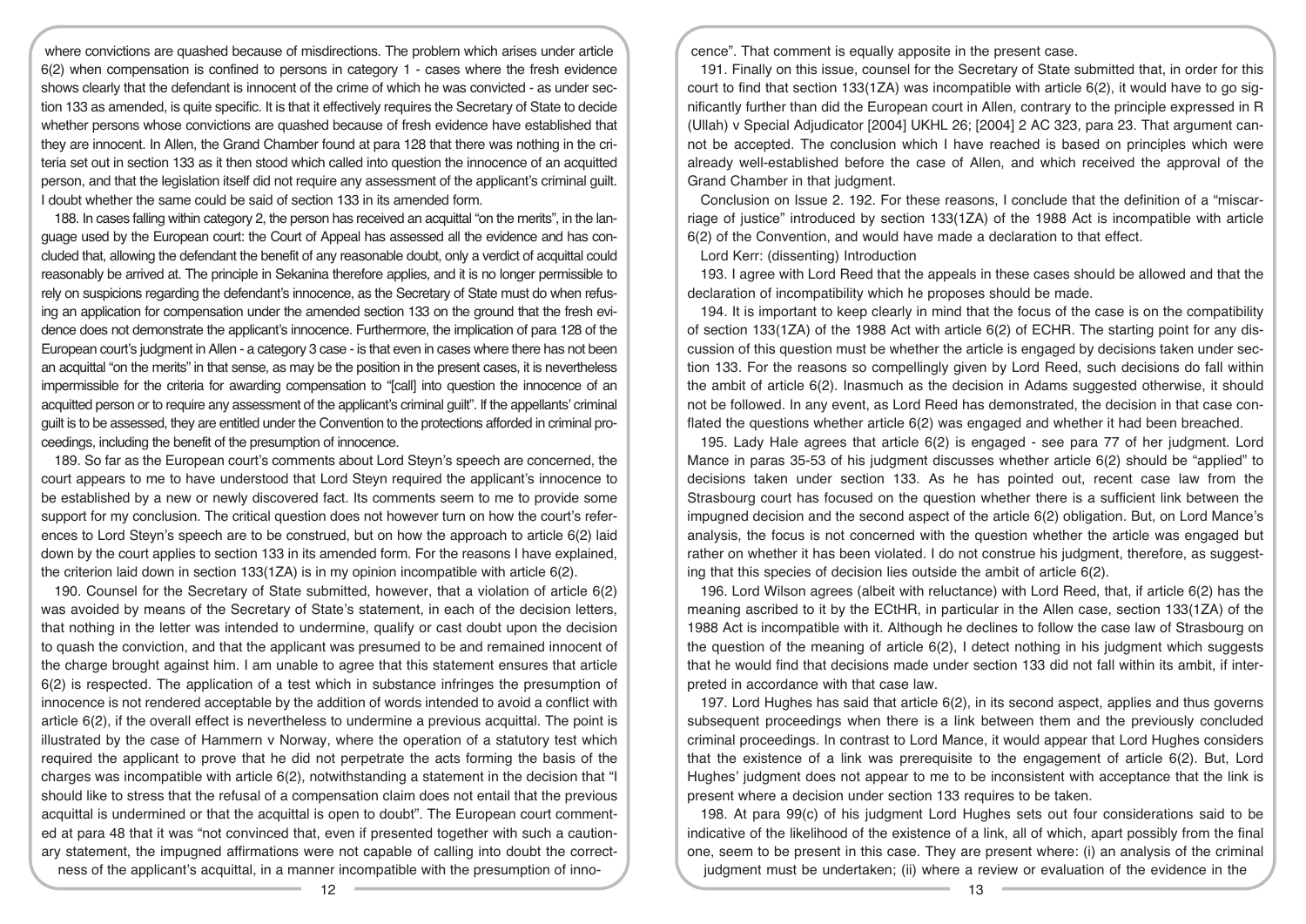where convictions are quashed because of misdirections. The problem which arises under article 6(2) when compensation is confined to persons in category 1 - cases where the fresh evidence shows clearly that the defendant is innocent of the crime of which he was convicted - as under section 133 as amended, is quite specific. It is that it effectively requires the Secretary of State to decide whether persons whose convictions are quashed because of fresh evidence have established that they are innocent. In Allen, the Grand Chamber found at para 128 that there was nothing in the criteria set out in section 133 as it then stood which called into question the innocence of an acquitted person, and that the legislation itself did not require any assessment of the applicant's criminal guilt. I doubt whether the same could be said of section 133 in its amended form.

188. In cases falling within category 2, the person has received an acquittal "on the merits", in the language used by the European court: the Court of Appeal has assessed all the evidence and has concluded that, allowing the defendant the benefit of any reasonable doubt, only a verdict of acquittal could reasonably be arrived at. The principle in Sekanina therefore applies, and it is no longer permissible to rely on suspicions regarding the defendant's innocence, as the Secretary of State must do when refusing an application for compensation under the amended section 133 on the ground that the fresh evidence does not demonstrate the applicant's innocence. Furthermore, the implication of para 128 of the European court's judgment in Allen - a category 3 case - is that even in cases where there has not been an acquittal "on the merits" in that sense, as may be the position in the present cases, it is nevertheless impermissible for the criteria for awarding compensation to "[call] into question the innocence of an acquitted person or to require any assessment of the applicant's criminal guilt". If the appellants' criminal guilt is to be assessed, they are entitled under the Convention to the protections afforded in criminal proceedings, including the benefit of the presumption of innocence.

189. So far as the European court's comments about Lord Steyn's speech are concerned, the court appears to me to have understood that Lord Steyn required the applicant's innocence to be established by a new or newly discovered fact. Its comments seem to me to provide some support for my conclusion. The critical question does not however turn on how the court's references to Lord Steyn's speech are to be construed, but on how the approach to article 6(2) laid down by the court applies to section 133 in its amended form. For the reasons I have explained, the criterion laid down in section 133(1ZA) is in my opinion incompatible with article 6(2).

190. Counsel for the Secretary of State submitted, however, that a violation of article 6(2) was avoided by means of the Secretary of State's statement, in each of the decision letters, that nothing in the letter was intended to undermine, qualify or cast doubt upon the decision to quash the conviction, and that the applicant was presumed to be and remained innocent of the charge brought against him. I am unable to agree that this statement ensures that article 6(2) is respected. The application of a test which in substance infringes the presumption of innocence is not rendered acceptable by the addition of words intended to avoid a conflict with article 6(2), if the overall effect is nevertheless to undermine a previous acquittal. The point is illustrated by the case of Hammern v Norway, where the operation of a statutory test which required the applicant to prove that he did not perpetrate the acts forming the basis of the charges was incompatible with article 6(2), notwithstanding a statement in the decision that "I should like to stress that the refusal of a compensation claim does not entail that the previous acquittal is undermined or that the acquittal is open to doubt". The European court commented at para 48 that it was "not convinced that, even if presented together with such a cautionary statement, the impugned affirmations were not capable of calling into doubt the correctness of the applicant's acquittal, in a manner incompatible with the presumption of innocence". That comment is equally apposite in the present case.

191. Finally on this issue, counsel for the Secretary of State submitted that, in order for this court to find that section 133(1ZA) was incompatible with article 6(2), it would have to go significantly further than did the European court in Allen, contrary to the principle expressed in R (Ullah) v Special Adjudicator [2004] UKHL 26; [2004] 2 AC 323, para 23. That argument cannot be accepted. The conclusion which I have reached is based on principles which were already well-established before the case of Allen, and which received the approval of the Grand Chamber in that judgment.

Conclusion on Issue 2. 192. For these reasons, I conclude that the definition of a "miscarriage of justice" introduced by section 133(1ZA) of the 1988 Act is incompatible with article 6(2) of the Convention, and would have made a declaration to that effect.

Lord Kerr: (dissenting) Introduction

193. I agree with Lord Reed that the appeals in these cases should be allowed and that the declaration of incompatibility which he proposes should be made.

194. It is important to keep clearly in mind that the focus of the case is on the compatibility of section 133(1ZA) of the 1988 Act with article 6(2) of ECHR. The starting point for any discussion of this question must be whether the article is engaged by decisions taken under section 133. For the reasons so compellingly given by Lord Reed, such decisions do fall within the ambit of article 6(2). Inasmuch as the decision in Adams suggested otherwise, it should not be followed. In any event, as Lord Reed has demonstrated, the decision in that case conflated the questions whether article 6(2) was engaged and whether it had been breached.

195. Lady Hale agrees that article 6(2) is engaged - see para 77 of her judgment. Lord Mance in paras 35-53 of his judgment discusses whether article 6(2) should be "applied" to decisions taken under section 133. As he has pointed out, recent case law from the Strasbourg court has focused on the question whether there is a sufficient link between the impugned decision and the second aspect of the article 6(2) obligation. But, on Lord Mance's analysis, the focus is not concerned with the question whether the article was engaged but rather on whether it has been violated. I do not construe his judgment, therefore, as suggesting that this species of decision lies outside the ambit of article 6(2).

196. Lord Wilson agrees (albeit with reluctance) with Lord Reed, that, if article 6(2) has the meaning ascribed to it by the ECtHR, in particular in the Allen case, section 133(1ZA) of the 1988 Act is incompatible with it. Although he declines to follow the case law of Strasbourg on the question of the meaning of article 6(2), I detect nothing in his judgment which suggests that he would find that decisions made under section 133 did not fall within its ambit, if interpreted in accordance with that case law.

197. Lord Hughes has said that article 6(2), in its second aspect, applies and thus governs subsequent proceedings when there is a link between them and the previously concluded criminal proceedings. In contrast to Lord Mance, it would appear that Lord Hughes considers that the existence of a link was prerequisite to the engagement of article 6(2). But, Lord Hughes' judgment does not appear to me to be inconsistent with acceptance that the link is present where a decision under section 133 requires to be taken.

198. At para 99(c) of his judgment Lord Hughes sets out four considerations said to be indicative of the likelihood of the existence of a link, all of which, apart possibly from the final one, seem to be present in this case. They are present where: (i) an analysis of the criminal judgment must be undertaken; (ii) where a review or evaluation of the evidence in the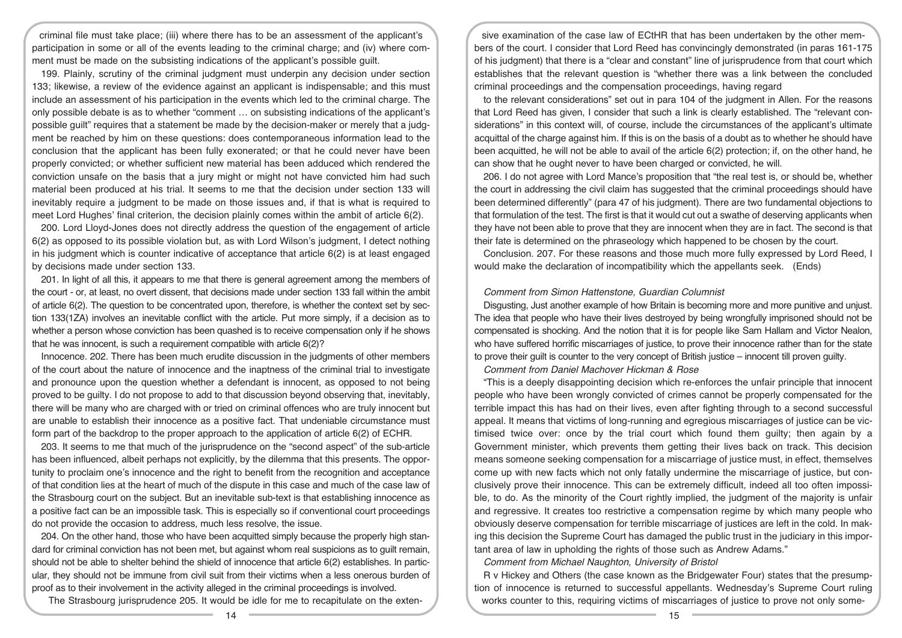criminal file must take place; (iii) where there has to be an assessment of the applicant's participation in some or all of the events leading to the criminal charge; and (iv) where comment must be made on the subsisting indications of the applicant's possible guilt.

199. Plainly, scrutiny of the criminal judgment must underpin any decision under section 133; likewise, a review of the evidence against an applicant is indispensable; and this must include an assessment of his participation in the events which led to the criminal charge. The only possible debate is as to whether "comment … on subsisting indications of the applicant's possible guilt" requires that a statement be made by the decision-maker or merely that a judgment be reached by him on these questions: does contemporaneous information lead to the conclusion that the applicant has been fully exonerated; or that he could never have been properly convicted; or whether sufficient new material has been adduced which rendered the conviction unsafe on the basis that a jury might or might not have convicted him had such material been produced at his trial. It seems to me that the decision under section 133 will inevitably require a judgment to be made on those issues and, if that is what is required to meet Lord Hughes' final criterion, the decision plainly comes within the ambit of article 6(2).

200. Lord Lloyd-Jones does not directly address the question of the engagement of article 6(2) as opposed to its possible violation but, as with Lord Wilson's judgment, I detect nothing in his judgment which is counter indicative of acceptance that article 6(2) is at least engaged by decisions made under section 133.

201. In light of all this, it appears to me that there is general agreement among the members of the court - or, at least, no overt dissent, that decisions made under section 133 fall within the ambit of article 6(2). The question to be concentrated upon, therefore, is whether the context set by section 133(1ZA) involves an inevitable conflict with the article. Put more simply, if a decision as to whether a person whose conviction has been quashed is to receive compensation only if he shows that he was innocent, is such a requirement compatible with article 6(2)?

Innocence. 202. There has been much erudite discussion in the judgments of other members of the court about the nature of innocence and the inaptness of the criminal trial to investigate and pronounce upon the question whether a defendant is innocent, as opposed to not being proved to be guilty. I do not propose to add to that discussion beyond observing that, inevitably, there will be many who are charged with or tried on criminal offences who are truly innocent but are unable to establish their innocence as a positive fact. That undeniable circumstance must form part of the backdrop to the proper approach to the application of article 6(2) of ECHR.

203. It seems to me that much of the jurisprudence on the "second aspect" of the sub-article has been influenced, albeit perhaps not explicitly, by the dilemma that this presents. The opportunity to proclaim one's innocence and the right to benefit from the recognition and acceptance of that condition lies at the heart of much of the dispute in this case and much of the case law of the Strasbourg court on the subject. But an inevitable sub-text is that establishing innocence as a positive fact can be an impossible task. This is especially so if conventional court proceedings do not provide the occasion to address, much less resolve, the issue.

204. On the other hand, those who have been acquitted simply because the properly high standard for criminal conviction has not been met, but against whom real suspicions as to guilt remain, should not be able to shelter behind the shield of innocence that article 6(2) establishes. In particular, they should not be immune from civil suit from their victims when a less onerous burden of proof as to their involvement in the activity alleged in the criminal proceedings is involved.

The Strasbourg jurisprudence 205. It would be idle for me to recapitulate on the extensive examination of the case law of ECtHR that has been undertaken by the other members of the court. I consider that Lord Reed has convincingly demonstrated (in paras 161-175 of his judgment) that there is a "clear and constant" line of jurisprudence from that court which establishes that the relevant question is "whether there was a link between the concluded criminal proceedings and the compensation proceedings, having regard to the relevant considerations" set out in para 104 of the judgment in Allen. For the reasons that Lord Reed has given, I consider that such a link is clearly established. The "relevant considerations" in this context will, of course, include the circumstances of the applicant's ultimate acquittal of the charge against him. If this is on the basis of a doubt as to whether he should have been acquitted, he will not be able to avail of the article 6(2) protection; if, on the other hand, he can show that he ought never to have been charged or convicted, he will.

206. I do not agree with Lord Mance's proposition that "the real test is, or should be, whether the court in addressing the civil claim has suggested that the criminal proceedings should have been determined differently" (para 47 of his judgment). There are two fundamental objections to that formulation of the test. The first is that it would cut out a swathe of deserving applicants when they have not been able to prove that they are innocent when they are in fact. The second is that their fate is determined on the phraseology which happened to be chosen by the court.

Conclusion. 207. For these reasons and those much more fully expressed by Lord Reed, I would make the declaration of incompatibility which the appellants seek. (Ends)

*Comment from Simon Hattenstone, Guardian Columnist*

Disgusting, Just another example of how Britain is becoming more and more punitive and unjust. The idea that people who have their lives destroyed by being wrongfully imprisoned should not be compensated is shocking. And the notion that it is for people like Sam Hallam and Victor Nealon, who have suffered horrific miscarriages of justice, to prove their innocence rather than for the state to prove their guilt is counter to the very concept of British justice – innocent till proven guilty.

*Comment from Daniel Machover Hickman & Rose*

"This is a deeply disappointing decision which re-enforces the unfair principle that innocent people who have been wrongly convicted of crimes cannot be properly compensated for the terrible impact this has had on their lives, even after fighting through to a second successful appeal. It means that victims of long-running and egregious miscarriages of justice can be victimised twice over: once by the trial court which found them guilty; then again by a Government minister, which prevents them getting their lives back on track. This decision means someone seeking compensation for a miscarriage of justice must, in effect, themselves come up with new facts which not only fatally undermine the miscarriage of justice, but conclusively prove their innocence. This can be extremely difficult, indeed all too often impossible, to do. As the minority of the Court rightly implied, the judgment of the majority is unfair and regressive. It creates too restrictive a compensation regime by which many people who obviously deserve compensation for terrible miscarriage of justices are left in the cold. In making this decision the Supreme Court has damaged the public trust in the judiciary in this important area of law in upholding the rights of those such as Andrew Adams."

*Comment from Michael Naughton, University of Bristol*

R v Hickey and Others (the case known as the Bridgewater Four) states that the presumption of innocence is returned to successful appellants. Wednesday's Supreme Court ruling works counter to this, requiring victims of miscarriages of justice to prove not only some-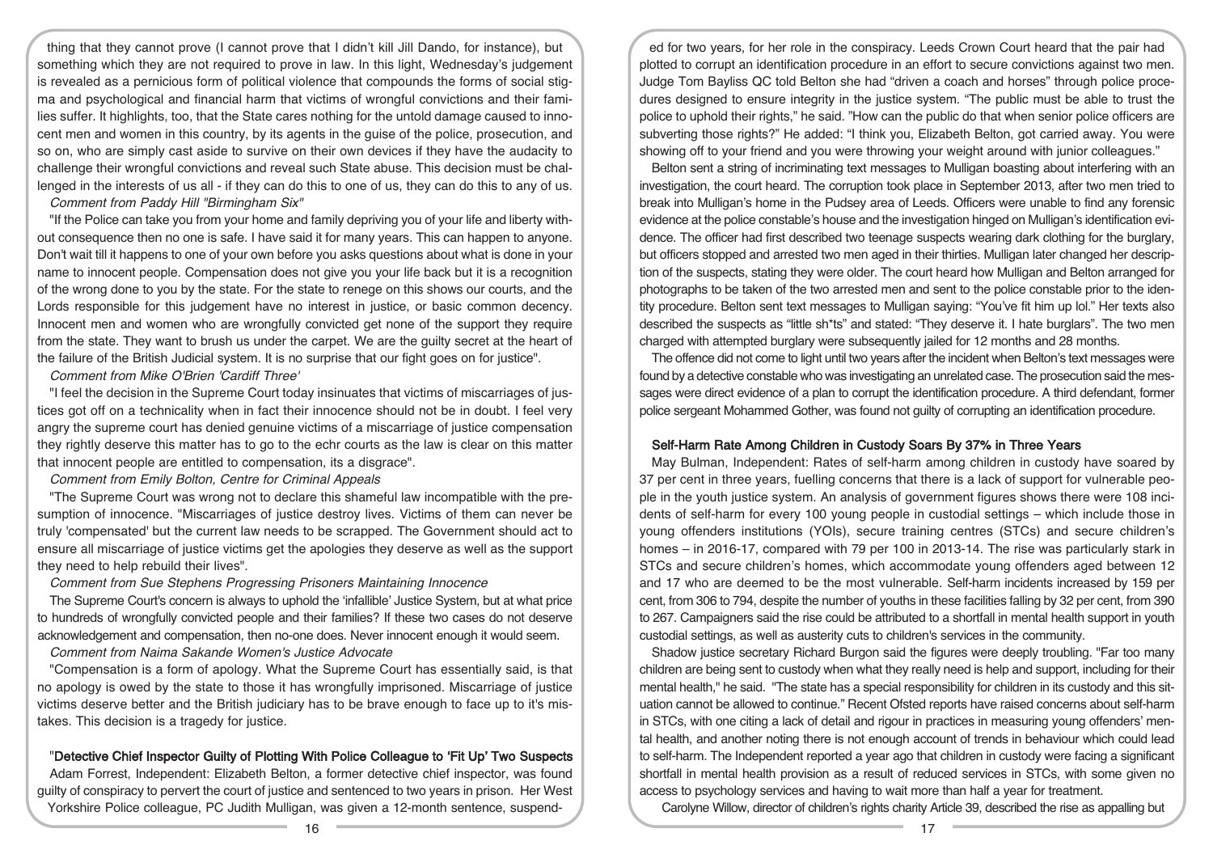thing that they cannot prove (I cannot prove that I didn't kill Jill Dando, for instance), but something which they are not required to prove in law. In this light, Wednesday's judgement is revealed as a pernicious form of political violence that compounds the forms of social stigma and psychological and financial harm that victims of wrongful convictions and their families suffer. It highlights, too, that the State cares nothing for the untold damage caused to innocent men and women in this country, by its agents in the guise of the police, prosecution, and so on, who are simply cast aside to survive on their own devices if they have the audacity to challenge their wrongful convictions and reveal such State abuse. This decision must be challenged in the interests of us all - if they can do this to one of us, they can do this to any of us.

*Comment from Paddy Hill "Birmingham Six"*

"If the Police can take you from your home and family depriving you of your life and liberty without consequence then no one is safe. I have said it for many years. This can happen to anyone. Don't wait till it happens to one of your own before you asks questions about what is done in your name to innocent people. Compensation does not give you your life back but it is a recognition of the wrong done to you by the state. For the state to renege on this shows our courts, and the Lords responsible for this judgement have no interest in justice, or basic common decency. Innocent men and women who are wrongfully convicted get none of the support they require from the state. They want to brush us under the carpet. We are the guilty secret at the heart of the failure of the British Judicial system. It is no surprise that our fight goes on for justice".

*Comment from Mike O'Brien 'Cardiff Three'*

"I feel the decision in the Supreme Court today insinuates that victims of miscarriages of justices got off on a technicality when in fact their innocence should not be in doubt. I feel very angry the supreme court has denied genuine victims of a miscarriage of justice compensation they rightly deserve this matter has to go to the echr courts as the law is clear on this matter that innocent people are entitled to compensation, its a disgrace".

*Comment from Emily Bolton, Centre for Criminal Appeals*

"The Supreme Court was wrong not to declare this shameful law incompatible with the presumption of innocence. "Miscarriages of justice destroy lives. Victims of them can never be truly 'compensated' but the current law needs to be scrapped. The Government should act to ensure all miscarriage of justice victims get the apologies they deserve as well as the support they need to help rebuild their lives".

*Comment from Sue Stephens Progressing Prisoners Maintaining Innocence*

The Supreme Court's concern is always to uphold the 'infallible' Justice System, but at what price to hundreds of wrongfully convicted people and their families? If these two cases do not deserve acknowledgement and compensation, then no-one does. Never innocent enough it would seem.

*Comment from Naima Sakande Women's Justice Advocate*

"Compensation is a form of apology. What the Supreme Court has essentially said, is that no apology is owed by the state to those it has wrongfully imprisoned. Miscarriage of justice victims deserve better and the British judiciary has to be brave enough to face up to it's mistakes. This decision is a tragedy for justice.

## "Detective Chief Inspector Guilty of Plotting With Police Colleague to 'Fit Up' Two Suspects

Adam Forrest, Independent: Elizabeth Belton, a former detective chief inspector, was found guilty of conspiracy to pervert the court of justice and sentenced to two years in prison. Her West Yorkshire Police colleague, PC Judith Mulligan, was given a 12-month sentence, suspended for two years, for her role in the conspiracy. Leeds Crown Court heard that the pair had plotted to corrupt an identification procedure in an effort to secure convictions against two men. Judge Tom Bayliss QC told Belton she had "driven a coach and horses" through police procedures designed to ensure integrity in the justice system. "The public must be able to trust the police to uphold their rights," he said. "How can the public do that when senior police officers are subverting those rights?" He added: "I think you, Elizabeth Belton, got carried away. You were showing off to your friend and you were throwing your weight around with junior colleagues."

Belton sent a string of incriminating text messages to Mulligan boasting about interfering with an investigation, the court heard. The corruption took place in September 2013, after two men tried to break into Mulligan's home in the Pudsey area of Leeds. Officers were unable to find any forensic evidence at the police constable's house and the investigation hinged on Mulligan's identification evidence. The officer had first described two teenage suspects wearing dark clothing for the burglary, but officers stopped and arrested two men aged in their thirties. Mulligan later changed her description of the suspects, stating they were older. The court heard how Mulligan and Belton arranged for photographs to be taken of the two arrested men and sent to the police constable prior to the identity procedure. Belton sent text messages to Mulligan saying: "You've fit him up lol." Her texts also described the suspects as "little sh*ts" and stated: "They deserve it. I hate burglars". The two men charged with attempted burglary were subsequently jailed for 12 months and 28 months.

The offence did not come to light until two years after the incident when Belton's text messages were found by a detective constable who was investigating an unrelated case. The prosecution said the messages were direct evidence of a plan to corrupt the identification procedure. A third defendant, former police sergeant Mohammed Gother, was found not guilty of corrupting an identification procedure.

## Self-Harm Rate Among Children in Custody Soars By 37% in Three Years

May Bulman, Independent: Rates of self-harm among children in custody have soared by 37 per cent in three years, fuelling concerns that there is a lack of support for vulnerable people in the youth justice system. An analysis of government figures shows there were 108 incidents of self-harm for every 100 young people in custodial settings – which include those in young offenders institutions (YOIs), secure training centres (STCs) and secure children's homes – in 2016-17, compared with 79 per 100 in 2013-14. The rise was particularly stark in STCs and secure children's homes, which accommodate young offenders aged between 12 and 17 who are deemed to be the most vulnerable. Self-harm incidents increased by 159 per cent, from 306 to 794, despite the number of youths in these facilities falling by 32 per cent, from 390 to 267. Campaigners said the rise could be attributed to a shortfall in mental health support in youth custodial settings, as well as austerity cuts to children's services in the community.

Shadow justice secretary Richard Burgon said the figures were deeply troubling. "Far too many children are being sent to custody when what they really need is help and support, including for their mental health," he said. "The state has a special responsibility for children in its custody and this situation cannot be allowed to continue." Recent Ofsted reports have raised concerns about self-harm in STCs, with one citing a lack of detail and rigour in practices in measuring young offenders' mental health, and another noting there is not enough account of trends in behaviour which could lead to self-harm. The Independent reported a year ago that children in custody were facing a significant shortfall in mental health provision as a result of reduced services in STCs, with some given no access to psychology services and having to wait more than half a year for treatment.

Carolyne Willow, director of children's rights charity Article 39, described the rise as appalling but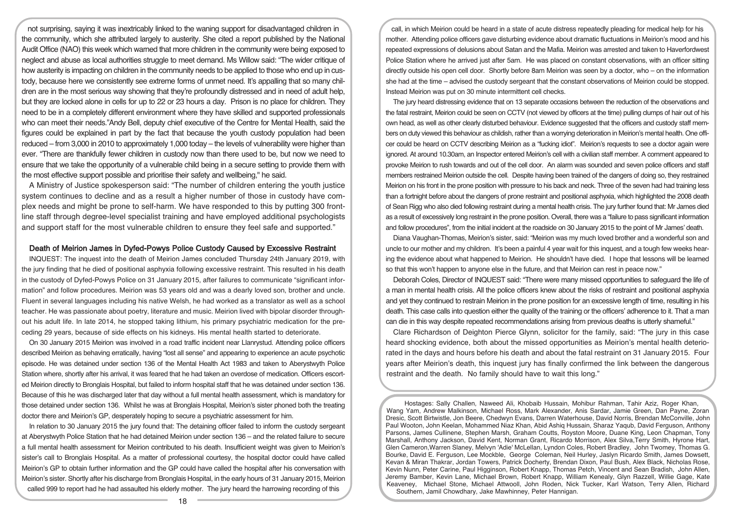not surprising, saying it was inextricably linked to the waning support for disadvantaged children in the community, which she attributed largely to austerity. She cited a report published by the National Audit Office (NAO) this week which warned that more children in the community were being exposed to neglect and abuse as local authorities struggle to meet demand. Ms Willow said: "The wider critique of how austerity is impacting on children in the community needs to be applied to those who end up in custody, because here we consistently see extreme forms of unmet need. It's appalling that so many children are in the most serious way showing that they're profoundly distressed and in need of adult help, but they are locked alone in cells for up to 22 or 23 hours a day. Prison is no place for children. They need to be in a completely different environment where they have skilled and supported professionals who can meet their needs."Andy Bell, deputy chief executive of the Centre for Mental Health, said the figures could be explained in part by the fact that because the youth custody population had been reduced – from 3,000 in 2010 to approximately 1,000 today – the levels of vulnerability were higher than ever. "There are thankfully fewer children in custody now than there used to be, but now we need to ensure that we take the opportunity of a vulnerable child being in a secure setting to provide them with the most effective support possible and prioritise their safety and wellbeing," he said.

A Ministry of Justice spokesperson said: "The number of children entering the youth justice system continues to decline and as a result a higher number of those in custody have complex needs and might be prone to self-harm. We have responded to this by putting 300 frontline staff through degree-level specialist training and have employed additional psychologists and support staff for the most vulnerable children to ensure they feel safe and supported."

### Death of Meirion James in Dyfed-Powys Police Custody Caused by Excessive Restraint

INQUEST: The inquest into the death of Meirion James concluded Thursday 24th January 2019, with the jury finding that he died of positional asphyxia following excessive restraint. This resulted in his death in the custody of Dyfed-Powys Police on 31 January 2015, after failures to communicate "significant information" and follow procedures. Meirion was 53 years old and was a dearly loved son, brother and uncle. Fluent in several languages including his native Welsh, he had worked as a translator as well as a school teacher. He was passionate about poetry, literature and music. Meirion lived with bipolar disorder throughout his adult life. In late 2014, he stopped taking lithium, his primary psychiatric medication for the preceding 29 years, because of side effects on his kidneys. His mental health started to deteriorate.

On 30 January 2015 Meirion was involved in a road traffic incident near Llanrystud. Attending police officers described Meirion as behaving erratically, having "lost all sense" and appearing to experience an acute psychotic episode. He was detained under section 136 of the Mental Health Act 1983 and taken to Aberystwyth Police Station where, shortly after his arrival, it was feared that he had taken an overdose of medication. Officers escorted Meirion directly to Bronglais Hospital, but failed to inform hospital staff that he was detained under section 136. Because of this he was discharged later that day without a full mental health assessment, which is mandatory for those detained under section 136. Whilst he was at Bronglais Hospital, Meirion's sister phoned both the treating doctor there and Meirion's GP, desperately hoping to secure a psychiatric assessment for him.

In relation to 30 January 2015 the jury found that: The detaining officer failed to inform the custody sergeant at Aberystwyth Police Station that he had detained Meirion under section 136 – and the related failure to secure a full mental health assessment for Meirion contributed to his death. Insufficient weight was given to Meirion's sister's call to Bronglais Hospital. As a matter of professional courtesy, the hospital doctor could have called Meirion's GP to obtain further information and the GP could have called the hospital after his conversation with Meirion's sister. Shortly after his discharge from Bronglais Hospital, in the early hours of 31 January 2015, Meirion called 999 to report had he had assaulted his elderly mother. The jury heard the harrowing recording of this call, in which Meirion could be heard in a state of acute distress repeatedly pleading for medical help for his mother. Attending police officers gave disturbing evidence about dramatic fluctuations in Meirion's mood and his repeated expressions of delusions about Satan and the Mafia. Meirion was arrested and taken to Haverfordwest Police Station where he arrived just after 5am. He was placed on constant observations, with an officer sitting directly outside his open cell door. Shortly before 8am Meirion was seen by a doctor, who – on the information she had at the time – advised the custody sergeant that the constant observations of Meirion could be stopped. Instead Meirion was put on 30 minute intermittent cell checks.

The jury heard distressing evidence that on 13 separate occasions between the reduction of the observations and the fatal restraint, Meirion could be seen on CCTV (not viewed by officers at the time) pulling clumps of hair out of his own head, as well as other clearly disturbed behaviour. Evidence suggested that the officers and custody staff members on duty viewed this behaviour as childish, rather than a worrying deterioration in Meirion's mental health. One officer could be heard on CCTV describing Meirion as a "fucking idiot". Meirion's requests to see a doctor again were ignored. At around 10.30am, an Inspector entered Meirion's cell with a civilian staff member. A comment appeared to provoke Meirion to rush towards and out of the cell door. An alarm was sounded and seven police officers and staff members restrained Meirion outside the cell. Despite having been trained of the dangers of doing so, they restrained Meirion on his front in the prone position with pressure to his back and neck. Three of the seven had had training less than a fortnight before about the dangers of prone restraint and positional asphyxia, which highlighted the 2008 death of Sean Rigg who also died following restraint during a mental health crisis. The jury further found that: Mr James died as a result of excessively long restraint in the prone position. Overall, there was a "failure to pass significant information and follow procedures", from the initial incident at the roadside on 30 January 2015 to the point of Mr James' death.

Diana Vaughan-Thomas, Meirion's sister, said: "Meirion was my much loved brother and a wonderful son and uncle to our mother and my children. It's been a painful 4 year wait for this inquest, and a tough few weeks hearing the evidence about what happened to Meirion. He shouldn't have died. I hope that lessons will be learned so that this won't happen to anyone else in the future, and that Meirion can rest in peace now."

Deborah Coles, Director of INQUEST said: "There were many missed opportunities to safeguard the life of a man in mental health crisis. All the police officers knew about the risks of restraint and positional asphyxia and yet they continued to restrain Meirion in the prone position for an excessive length of time, resulting in his death. This case calls into question either the quality of the training or the officers' adherence to it. That a man can die in this way despite repeated recommendations arising from previous deaths is utterly shameful."

Clare Richardson of Deighton Pierce Glynn, solicitor for the family, said: "The jury in this case heard shocking evidence, both about the missed opportunities as Meirion's mental health deteriorated in the days and hours before his death and about the fatal restraint on 31 January 2015. Four years after Meirion's death, this inquest jury has finally confirmed the link between the dangerous restraint and the death. No family should have to wait this long."

Hostages: Sally Challen, Naweed Ali, Khobaib Hussain, Mohibur Rahman, Tahir Aziz, Roger Khan, Wang Yam, Andrew Malkinson, Michael Ross, Mark Alexander, Anis Sardar, Jamie Green, Dan Payne, Zoran Dresic, Scott Birtwistle, Jon Beere, Chedwyn Evans, Darren Waterhouse, David Norris, Brendan McConville, John Paul Wooton, John Keelan, Mohammed Niaz Khan, Abid Ashiq Hussain, Sharaz Yaqub, David Ferguson, Anthony Parsons, James Cullinene, Stephen Marsh, Graham Coutts, Royston Moore, Duane King, Leon Chapman, Tony Marshall, Anthony Jackson, David Kent, Norman Grant, Ricardo Morrison, Alex Silva,Terry Smith, Hyrone Hart, Glen Cameron,Warren Slaney, Melvyn 'Adie' McLellan, Lyndon Coles, Robert Bradley, John Twomey, Thomas G. Bourke, David E. Ferguson, Lee Mockble, George Coleman, Neil Hurley, Jaslyn Ricardo Smith, James Dowsett, Kevan & Miran Thakrar, Jordan Towers, Patrick Docherty, Brendan Dixon, Paul Bush, Alex Black, Nicholas Rose, Kevin Nunn, Peter Carine, Paul Higginson, Robert Knapp, Thomas Petch, Vincent and Sean Bradish, John Allen, Jeremy Bamber, Kevin Lane, Michael Brown, Robert Knapp, William Kenealy, Glyn Razzell, Willie Gage, Kate Keaveney, Michael Stone, Michael Attwooll, John Roden, Nick Tucker, Karl Watson, Terry Allen, Richard Southern, Jamil Chowdhary, Jake Mawhinney, Peter Hannigan.